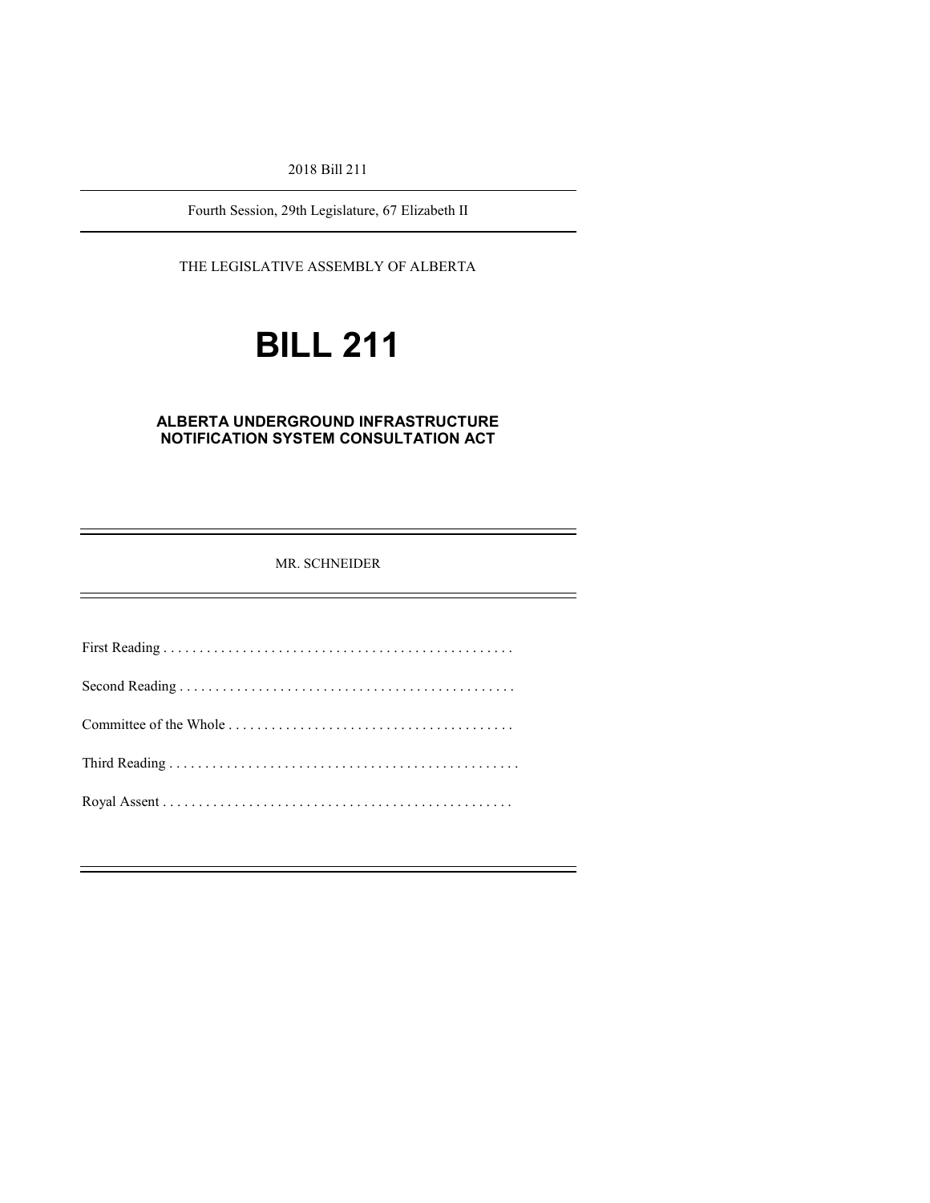2018 Bill 211

Fourth Session, 29th Legislature, 67 Elizabeth II

THE LEGISLATIVE ASSEMBLY OF ALBERTA

# BILL 211

## ALBERTA UNDERGROUND INFRASTRUCTURE NOTIFICATION SYSTEM CONSULTATION ACT

MR. SCHNEIDER

First Reading . . . . . . . . . . . . . . . . . . . . . . . . . . . . . . . . . . . . . . . . . . . . . . . . .

Second Reading . . . . . . . . . . . . . . . . . . . . . . . . . . . . . . . . . . . . . . . . . . . . . . .

Committee of the Whole . . . . . . . . . . . . . . . . . . . . . . . . . . . . . . . . . . . . . . .

Third Reading . . . . . . . . . . . . . . . . . . . . . . . . . . . . . . . . . . . . . . . . . . . . . . . . .

Royal Assent . . . . . . . . . . . . . . . . . . . . . . . . . . . . . . . . . . . . . . . . . . . . . . . . .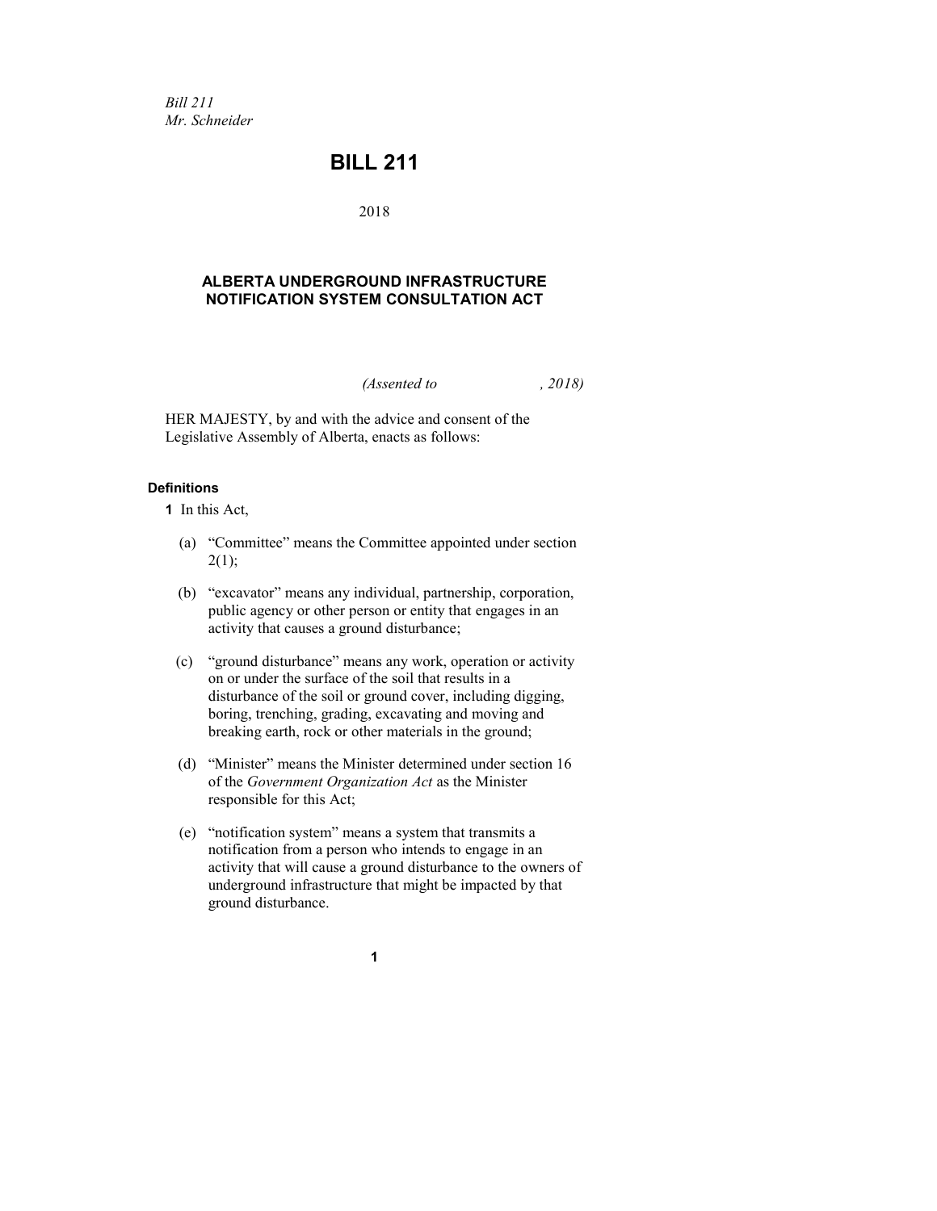*Bill 211*
*Mr. Schneider*

# BILL 211

2018

## ALBERTA UNDERGROUND INFRASTRUCTURE NOTIFICATION SYSTEM CONSULTATION ACT

*(Assented to , 2018)*

HER MAJESTY, by and with the advice and consent of the Legislative Assembly of Alberta, enacts as follows:

#### Definitions

**1** In this Act,

(a) "Committee" means the Committee appointed under section 2(1);

(b) "excavator" means any individual, partnership, corporation, public agency or other person or entity that engages in an activity that causes a ground disturbance;

(c) "ground disturbance" means any work, operation or activity on or under the surface of the soil that results in a disturbance of the soil or ground cover, including digging, boring, trenching, grading, excavating and moving and breaking earth, rock or other materials in the ground;

(d) "Minister" means the Minister determined under section 16 of the *Government Organization Act* as the Minister responsible for this Act;

(e) "notification system" means a system that transmits a notification from a person who intends to engage in an activity that will cause a ground disturbance to the owners of underground infrastructure that might be impacted by that ground disturbance.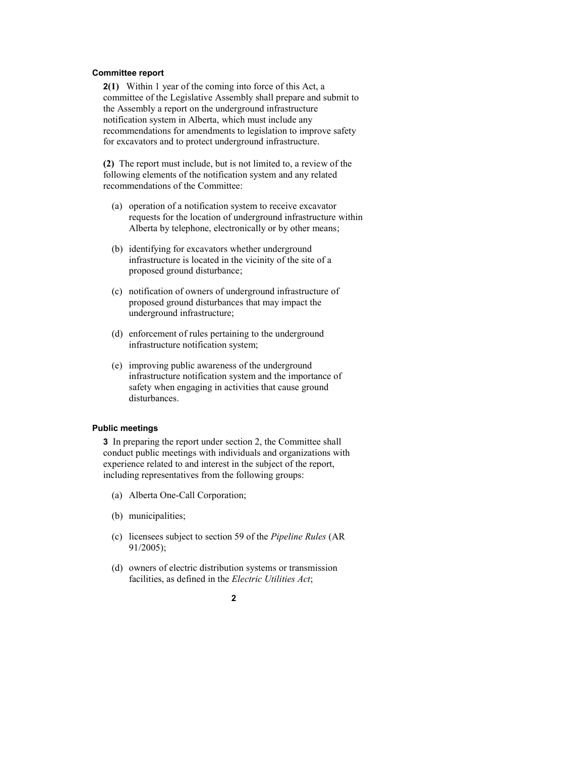**Committee report**

**2(1)** Within 1 year of the coming into force of this Act, a committee of the Legislative Assembly shall prepare and submit to the Assembly a report on the underground infrastructure notification system in Alberta, which must include any recommendations for amendments to legislation to improve safety for excavators and to protect underground infrastructure.

**(2)** The report must include, but is not limited to, a review of the following elements of the notification system and any related recommendations of the Committee:

(a) operation of a notification system to receive excavator requests for the location of underground infrastructure within Alberta by telephone, electronically or by other means;

(b) identifying for excavators whether underground infrastructure is located in the vicinity of the site of a proposed ground disturbance;

(c) notification of owners of underground infrastructure of proposed ground disturbances that may impact the underground infrastructure;

(d) enforcement of rules pertaining to the underground infrastructure notification system;

(e) improving public awareness of the underground infrastructure notification system and the importance of safety when engaging in activities that cause ground disturbances.

**Public meetings**

**3** In preparing the report under section 2, the Committee shall conduct public meetings with individuals and organizations with experience related to and interest in the subject of the report, including representatives from the following groups:

(a) Alberta One-Call Corporation;

(b) municipalities;

(c) licensees subject to section 59 of the *Pipeline Rules* (AR 91/2005);

(d) owners of electric distribution systems or transmission facilities, as defined in the *Electric Utilities Act*;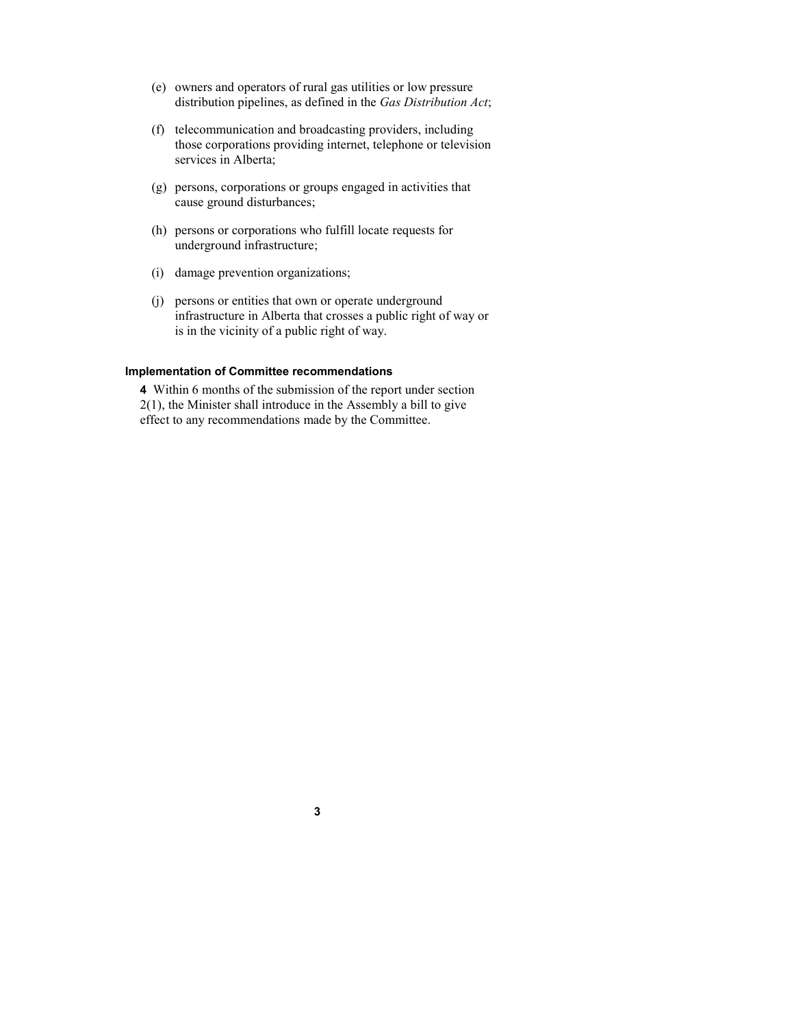(e) owners and operators of rural gas utilities or low pressure distribution pipelines, as defined in the *Gas Distribution Act*;

(f) telecommunication and broadcasting providers, including those corporations providing internet, telephone or television services in Alberta;

(g) persons, corporations or groups engaged in activities that cause ground disturbances;

(h) persons or corporations who fulfill locate requests for underground infrastructure;

(i) damage prevention organizations;

(j) persons or entities that own or operate underground infrastructure in Alberta that crosses a public right of way or is in the vicinity of a public right of way.

**Implementation of Committee recommendations**

**4** Within 6 months of the submission of the report under section 2(1), the Minister shall introduce in the Assembly a bill to give effect to any recommendations made by the Committee.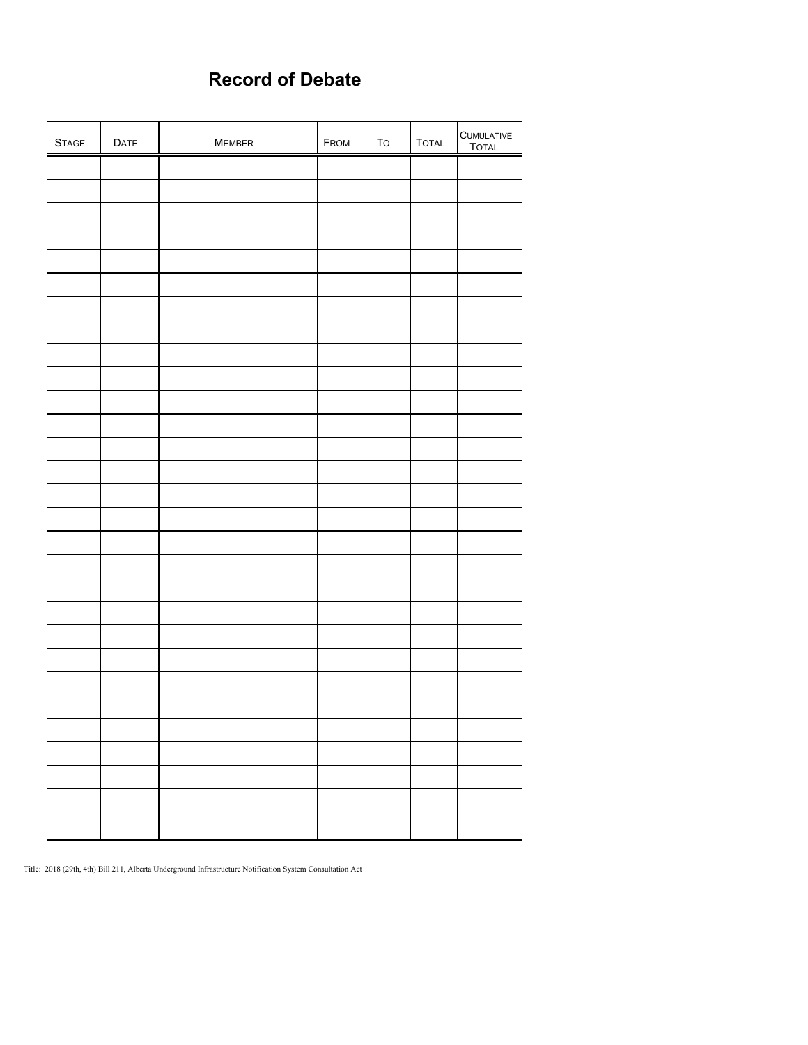# Record of Debate

| STAGE | DATE | MEMBER | FROM | TO | TOTAL | CUMULATIVE TOTAL |
|---|---|---|---|---|---|---|
| | | | | | | |
| | | | | | | |
| | | | | | | |
| | | | | | | |
| | | | | | | |
| | | | | | | |
| | | | | | | |
| | | | | | | |
| | | | | | | |
| | | | | | | |
| | | | | | | |
| | | | | | | |
| | | | | | | |
| | | | | | | |
| | | | | | | |
| | | | | | | |
| | | | | | | |
| | | | | | | |
| | | | | | | |
| | | | | | | |
| | | | | | | |
| | | | | | | |
| | | | | | | |
| | | | | | | |
| | | | | | | |
| | | | | | | |
| | | | | | | |
| | | | | | | |
| | | | | | | |

Title: 2018 (29th, 4th) Bill 211, Alberta Underground Infrastructure Notification System Consultation Act